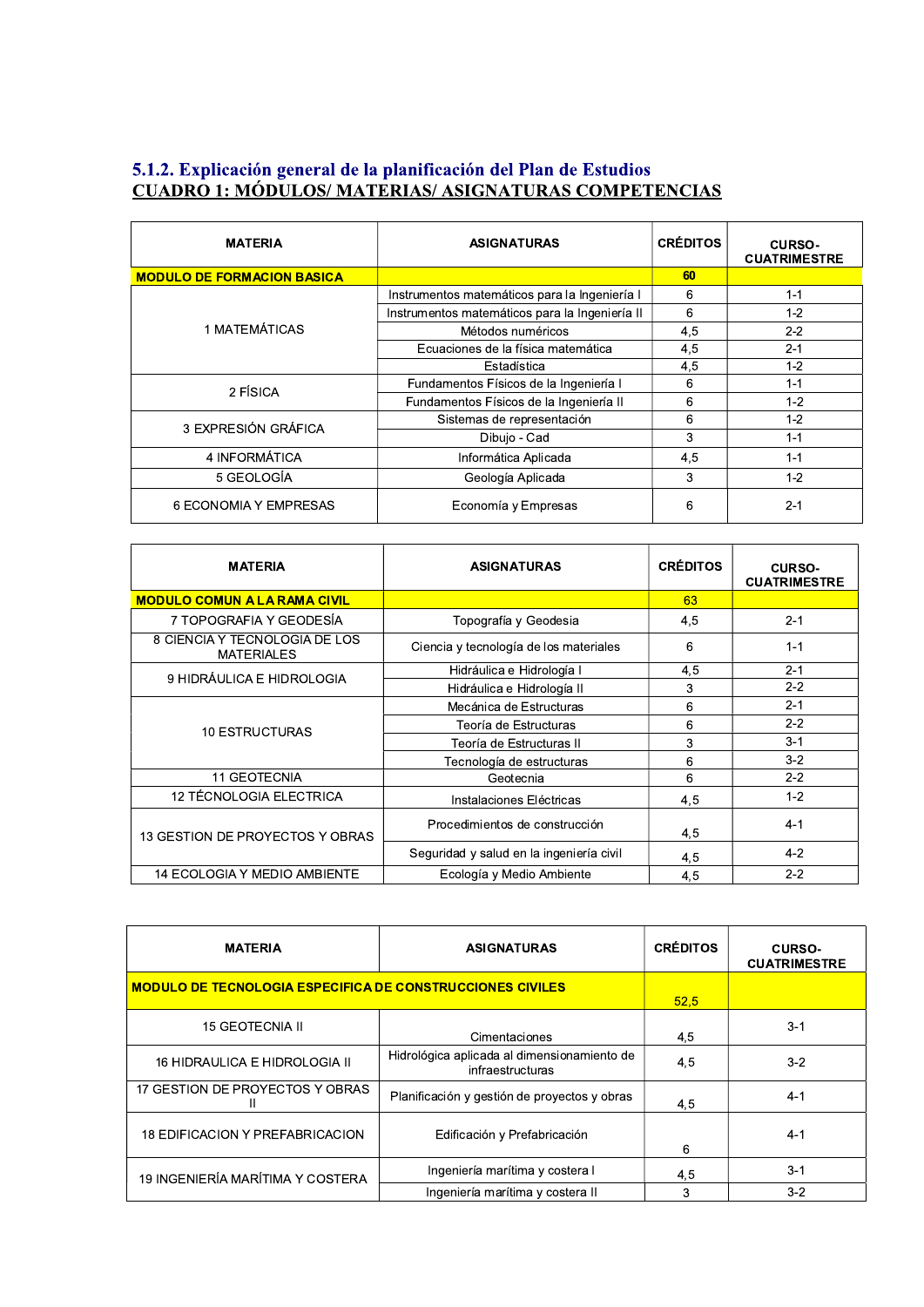### 5.1.2. Explicación general de la planificación del Plan de Estudios

### CUADRO 1: MÓDULOS/ MATERIAS/ ASIGNATURAS COMPETENCIAS

| MATERIA | ASIGNATURAS | CRÉDITOS | CURSO-CUATRIMESTRE |
|---|---|---|---|
| **MODULO DE FORMACION BASICA** | | **60** | |
| 1 MATEMÁTICAS | Instrumentos matemáticos para la Ingeniería I | 6 | 1-1 |
| | Instrumentos matemáticos para la Ingeniería II | 6 | 1-2 |
| | Métodos numéricos | 4,5 | 2-2 |
| | Ecuaciones de la física matemática | 4,5 | 2-1 |
| | Estadística | 4,5 | 1-2 |
| 2 FÍSICA | Fundamentos Físicos de la Ingeniería I | 6 | 1-1 |
| | Fundamentos Físicos de la Ingeniería II | 6 | 1-2 |
| 3 EXPRESIÓN GRÁFICA | Sistemas de representación | 6 | 1-2 |
| | Dibujo - Cad | 3 | 1-1 |
| 4 INFORMÁTICA | Informática Aplicada | 4,5 | 1-1 |
| 5 GEOLOGÍA | Geología Aplicada | 3 | 1-2 |
| 6 ECONOMIA Y EMPRESAS | Economía y Empresas | 6 | 2-1 |

| MATERIA | ASIGNATURAS | CRÉDITOS | CURSO-CUATRIMESTRE |
|---|---|---|---|
| **MODULO COMUN A LA RAMA CIVIL** | | 63 | |
| 7 TOPOGRAFIA Y GEODESÍA | Topografía y Geodesia | 4,5 | 2-1 |
| 8 CIENCIA Y TECNOLOGIA DE LOS MATERIALES | Ciencia y tecnología de los materiales | 6 | 1-1 |
| 9 HIDRÁULICA E HIDROLOGIA | Hidráulica e Hidrología I | 4,5 | 2-1 |
| | Hidráulica e Hidrología II | 3 | 2-2 |
| 10 ESTRUCTURAS | Mecánica de Estructuras | 6 | 2-1 |
| | Teoría de Estructuras | 6 | 2-2 |
| | Teoría de Estructuras II | 3 | 3-1 |
| | Tecnología de estructuras | 6 | 3-2 |
| 11 GEOTECNIA | Geotecnia | 6 | 2-2 |
| 12 TÉCNOLOGIA ELECTRICA | Instalaciones Eléctricas | 4,5 | 1-2 |
| 13 GESTION DE PROYECTOS Y OBRAS | Procedimientos de construcción | 4,5 | 4-1 |
| | Seguridad y salud en la ingeniería civil | 4,5 | 4-2 |
| 14 ECOLOGIA Y MEDIO AMBIENTE | Ecología y Medio Ambiente | 4,5 | 2-2 |

| MATERIA | ASIGNATURAS | CRÉDITOS | CURSO-CUATRIMESTRE |
|---|---|---|---|
| **MODULO DE TECNOLOGIA ESPECIFICA DE CONSTRUCCIONES CIVILES** | | 52,5 | |
| 15 GEOTECNIA II | Cimentaciones | 4,5 | 3-1 |
| 16 HIDRAULICA E HIDROLOGIA II | Hidrológica aplicada al dimensionamiento de infraestructuras | 4,5 | 3-2 |
| 17 GESTION DE PROYECTOS Y OBRAS II | Planificación y gestión de proyectos y obras | 4,5 | 4-1 |
| 18 EDIFICACION Y PREFABRICACION | Edificación y Prefabricación | 6 | 4-1 |
| 19 INGENIERÍA MARÍTIMA Y COSTERA | Ingeniería marítima y costera I | 4,5 | 3-1 |
| | Ingeniería marítima y costera II | 3 | 3-2 |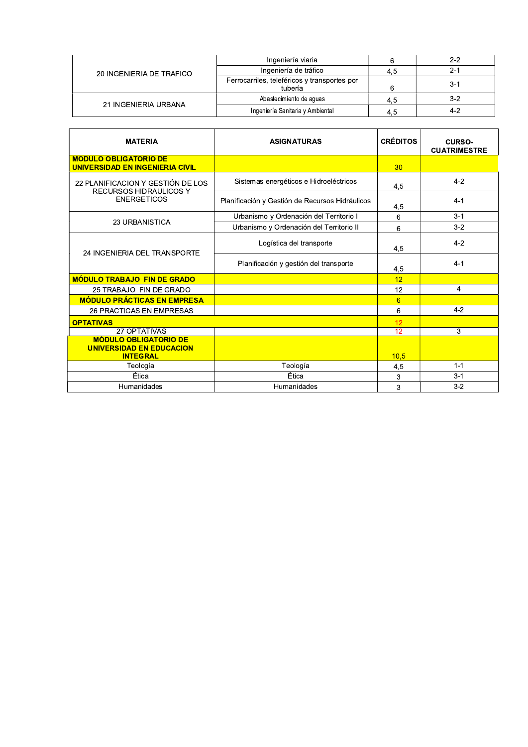| | | | |
|---|---|---|---|
| 20 INGENIERIA DE TRAFICO | Ingeniería viaria | 6 | 2-2 |
| | Ingeniería de tráfico | 4,5 | 2-1 |
| | Ferrocarriles, teleféricos y transportes por tubería | 6 | 3-1 |
| 21 INGENIERIA URBANA | Abastecimiento de aguas | 4,5 | 3-2 |
| | Ingeniería Sanitaria y Ambiental | 4,5 | 4-2 |

| MATERIA | ASIGNATURAS | CRÉDITOS | CURSO-CUATRIMESTRE |
|---|---|---|---|
| **MODULO OBLIGATORIO DE UNIVERSIDAD EN INGENIERIA CIVIL** | | 30 | |
| 22 PLANIFICACION Y GESTIÓN DE LOS RECURSOS HIDRAULICOS Y ENERGETICOS | Sistemas energéticos e Hidroeléctricos | 4,5 | 4-2 |
| | Planificación y Gestión de Recursos Hidráulicos | 4,5 | 4-1 |
| 23 URBANISTICA | Urbanismo y Ordenación del Territorio I | 6 | 3-1 |
| | Urbanismo y Ordenación del Territorio II | 6 | 3-2 |
| 24 INGENIERIA DEL TRANSPORTE | Logística del transporte | 4,5 | 4-2 |
| | Planificación y gestión del transporte | 4,5 | 4-1 |
| **MÓDULO TRABAJO FIN DE GRADO** | | 12 | |
| 25 TRABAJO FIN DE GRADO | | 12 | 4 |
| **MÓDULO PRÁCTICAS EN EMPRESA** | | 6 | |
| 26 PRACTICAS EN EMPRESAS | | 6 | 4-2 |
| **OPTATIVAS** | | 12 | |
| 27 OPTATIVAS | | 12 | 3 |
| **MÓDULO OBLIGATORIO DE UNIVERSIDAD EN EDUCACION INTEGRAL** | | 10,5 | |
| Teología | Teología | 4,5 | 1-1 |
| Ética | Ética | 3 | 3-1 |
| Humanidades | Humanidades | 3 | 3-2 |